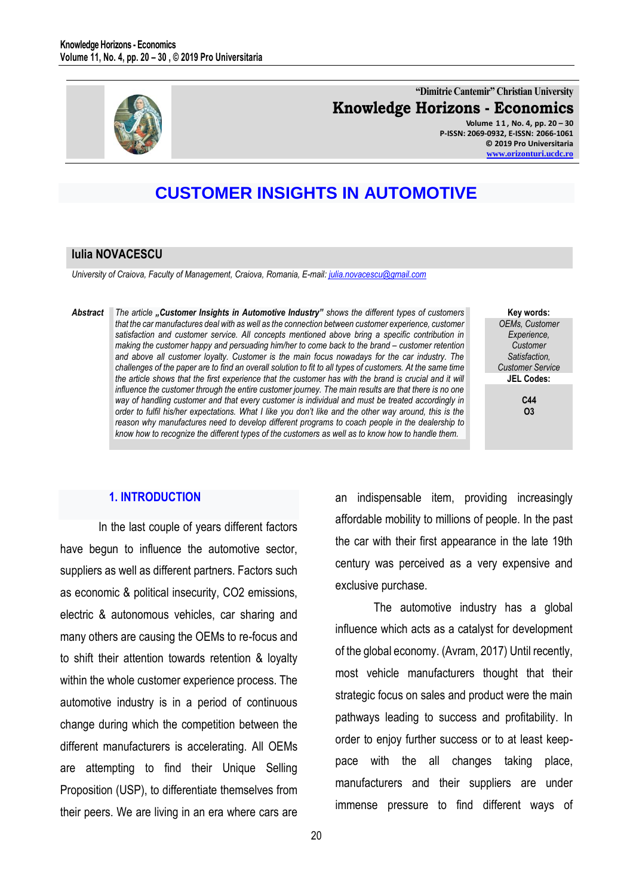"Dimitrie Cantemir" Christian University

**Knowledge Horizons - Economics**

Volume 11, No. 4, pp. 20 – 30
P-ISSN: 2069-0932, E-ISSN: 2066-1061
© 2019 Pro Universitaria
www.orizonturi.ucdc.ro

# CUSTOMER INSIGHTS IN AUTOMOTIVE

**Iulia NOVACESCU**

*University of Craiova, Faculty of Management, Craiova, Romania, E-mail: julia.novacescu@gmail.com*

***Abstract*** *The article **„Customer Insights in Automotive Industry"** shows the different types of customers that the car manufactures deal with as well as the connection between customer experience, customer satisfaction and customer service. All concepts mentioned above bring a specific contribution in making the customer happy and persuading him/her to come back to the brand – customer retention and above all customer loyalty. Customer is the main focus nowadays for the car industry. The challenges of the paper are to find an overall solution to fit to all types of customers. At the same time the article shows that the first experience that the customer has with the brand is crucial and it will influence the customer through the entire customer journey. The main results are that there is no one way of handling customer and that every customer is individual and must be treated accordingly in order to fulfil his/her expectations. What I like you don't like and the other way around, this is the reason why manufactures need to develop different programs to coach people in the dealership to know how to recognize the different types of the customers as well as to know how to handle them.*

**Key words:**
*OEMs, Customer Experience, Customer Satisfaction, Customer Service*

**JEL Codes:**
C44
O3

## 1. INTRODUCTION

In the last couple of years different factors have begun to influence the automotive sector, suppliers as well as different partners. Factors such as economic & political insecurity, $CO_2$ emissions, electric & autonomous vehicles, car sharing and many others are causing the OEMs to re-focus and to shift their attention towards retention & loyalty within the whole customer experience process. The automotive industry is in a period of continuous change during which the competition between the different manufacturers is accelerating. All OEMs are attempting to find their Unique Selling Proposition (USP), to differentiate themselves from their peers. We are living in an era where cars are an indispensable item, providing increasingly affordable mobility to millions of people. In the past the car with their first appearance in the late 19th century was perceived as a very expensive and exclusive purchase.

The automotive industry has a global influence which acts as a catalyst for development of the global economy. (Avram, 2017) Until recently, most vehicle manufacturers thought that their strategic focus on sales and product were the main pathways leading to success and profitability. In order to enjoy further success or to at least keep-pace with the all changes taking place, manufacturers and their suppliers are under immense pressure to find different ways of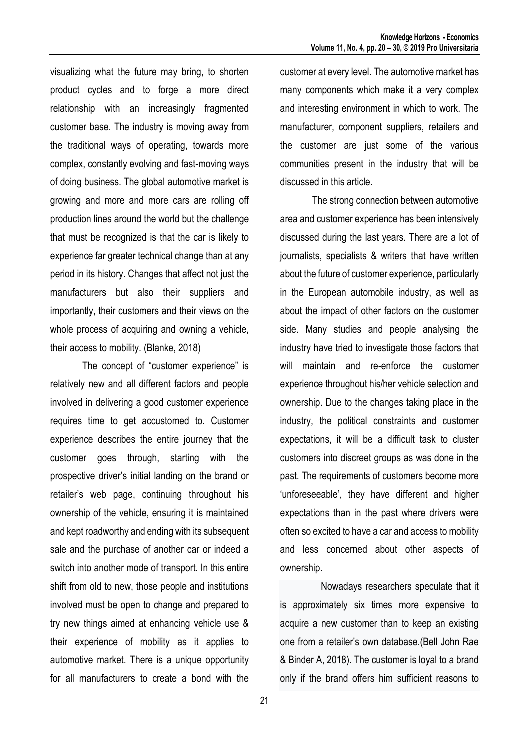visualizing what the future may bring, to shorten product cycles and to forge a more direct relationship with an increasingly fragmented customer base. The industry is moving away from the traditional ways of operating, towards more complex, constantly evolving and fast-moving ways of doing business. The global automotive market is growing and more and more cars are rolling off production lines around the world but the challenge that must be recognized is that the car is likely to experience far greater technical change than at any period in its history. Changes that affect not just the manufacturers but also their suppliers and importantly, their customers and their views on the whole process of acquiring and owning a vehicle, their access to mobility. (Blanke, 2018)

The concept of "customer experience" is relatively new and all different factors and people involved in delivering a good customer experience requires time to get accustomed to. Customer experience describes the entire journey that the customer goes through, starting with the prospective driver's initial landing on the brand or retailer's web page, continuing throughout his ownership of the vehicle, ensuring it is maintained and kept roadworthy and ending with its subsequent sale and the purchase of another car or indeed a switch into another mode of transport. In this entire shift from old to new, those people and institutions involved must be open to change and prepared to try new things aimed at enhancing vehicle use & their experience of mobility as it applies to automotive market. There is a unique opportunity for all manufacturers to create a bond with the customer at every level. The automotive market has many components which make it a very complex and interesting environment in which to work. The manufacturer, component suppliers, retailers and the customer are just some of the various communities present in the industry that will be discussed in this article.

The strong connection between automotive area and customer experience has been intensively discussed during the last years. There are a lot of journalists, specialists & writers that have written about the future of customer experience, particularly in the European automobile industry, as well as about the impact of other factors on the customer side. Many studies and people analysing the industry have tried to investigate those factors that will maintain and re-enforce the customer experience throughout his/her vehicle selection and ownership. Due to the changes taking place in the industry, the political constraints and customer expectations, it will be a difficult task to cluster customers into discreet groups as was done in the past. The requirements of customers become more 'unforeseeable', they have different and higher expectations than in the past where drivers were often so excited to have a car and access to mobility and less concerned about other aspects of ownership.

Nowadays researchers speculate that it is approximately six times more expensive to acquire a new customer than to keep an existing one from a retailer's own database.(Bell John Rae & Binder A, 2018). The customer is loyal to a brand only if the brand offers him sufficient reasons to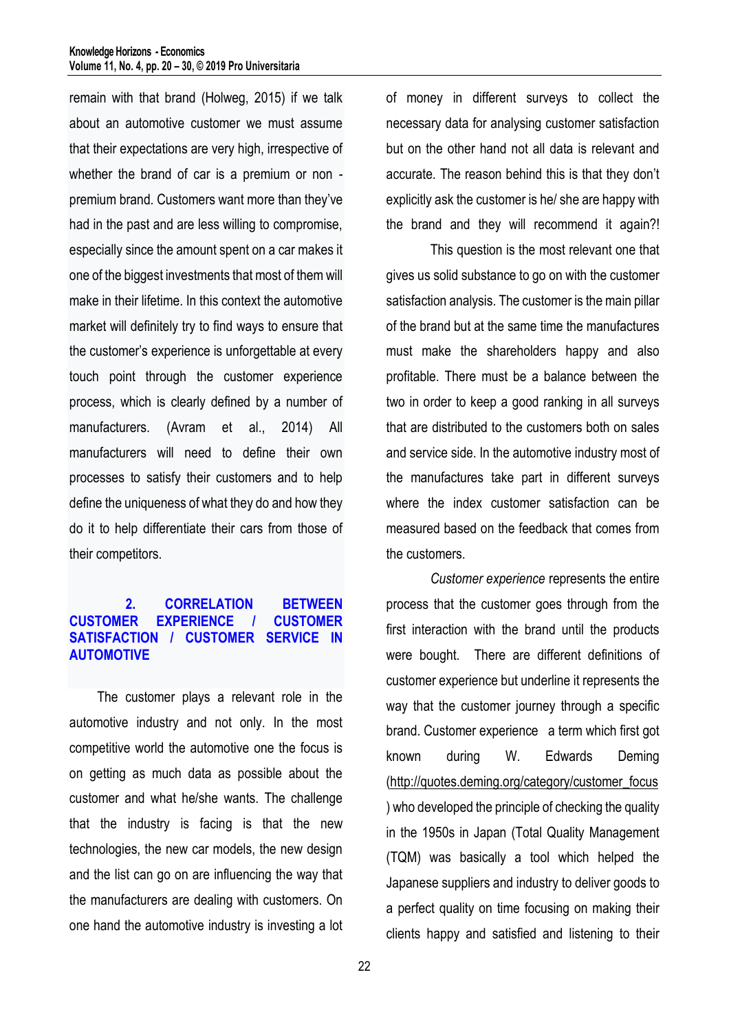remain with that brand (Holweg, 2015) if we talk about an automotive customer we must assume that their expectations are very high, irrespective of whether the brand of car is a premium or non - premium brand. Customers want more than they've had in the past and are less willing to compromise, especially since the amount spent on a car makes it one of the biggest investments that most of them will make in their lifetime. In this context the automotive market will definitely try to find ways to ensure that the customer's experience is unforgettable at every touch point through the customer experience process, which is clearly defined by a number of manufacturers. (Avram et al., 2014) All manufacturers will need to define their own processes to satisfy their customers and to help define the uniqueness of what they do and how they do it to help differentiate their cars from those of their competitors.

## 2. CORRELATION BETWEEN CUSTOMER EXPERIENCE / CUSTOMER SATISFACTION / CUSTOMER SERVICE IN AUTOMOTIVE

The customer plays a relevant role in the automotive industry and not only. In the most competitive world the automotive one the focus is on getting as much data as possible about the customer and what he/she wants. The challenge that the industry is facing is that the new technologies, the new car models, the new design and the list can go on are influencing the way that the manufacturers are dealing with customers. On one hand the automotive industry is investing a lot of money in different surveys to collect the necessary data for analysing customer satisfaction but on the other hand not all data is relevant and accurate. The reason behind this is that they don't explicitly ask the customer is he/ she are happy with the brand and they will recommend it again?!

This question is the most relevant one that gives us solid substance to go on with the customer satisfaction analysis. The customer is the main pillar of the brand but at the same time the manufactures must make the shareholders happy and also profitable. There must be a balance between the two in order to keep a good ranking in all surveys that are distributed to the customers both on sales and service side. In the automotive industry most of the manufactures take part in different surveys where the index customer satisfaction can be measured based on the feedback that comes from the customers.

*Customer experience* represents the entire process that the customer goes through from the first interaction with the brand until the products were bought. There are different definitions of customer experience but underline it represents the way that the customer journey through a specific brand. Customer experience a term which first got known during W. Edwards Deming (http://quotes.deming.org/category/customer_focus) who developed the principle of checking the quality in the 1950s in Japan (Total Quality Management (TQM) was basically a tool which helped the Japanese suppliers and industry to deliver goods to a perfect quality on time focusing on making their clients happy and satisfied and listening to their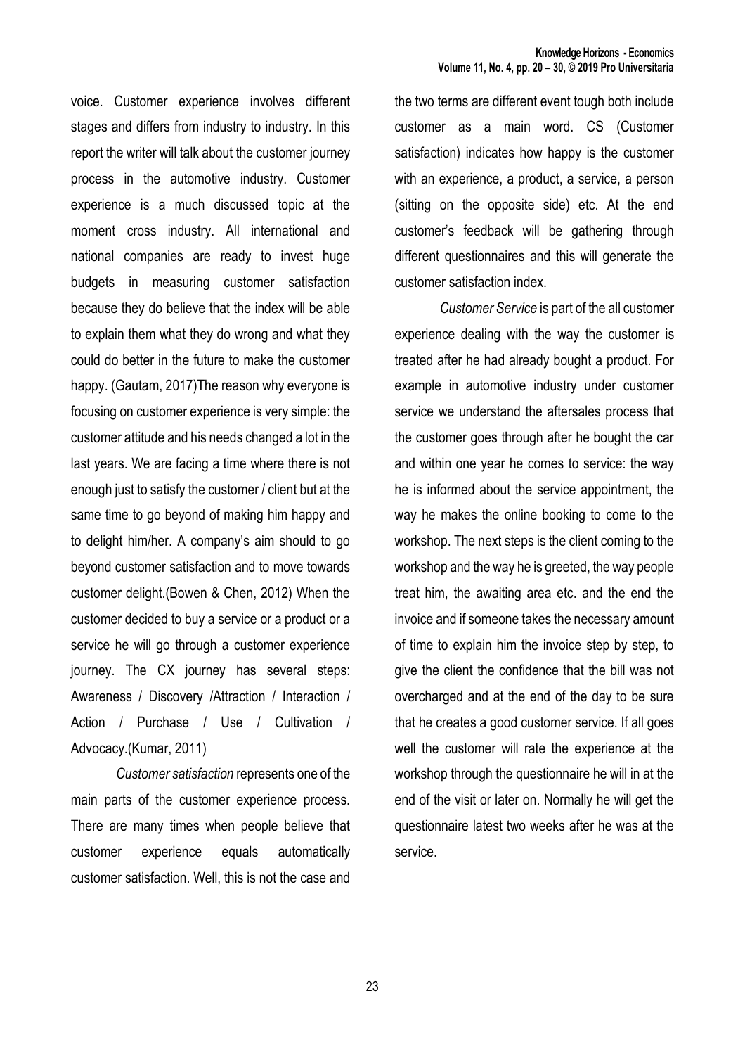voice. Customer experience involves different stages and differs from industry to industry. In this report the writer will talk about the customer journey process in the automotive industry. Customer experience is a much discussed topic at the moment cross industry. All international and national companies are ready to invest huge budgets in measuring customer satisfaction because they do believe that the index will be able to explain them what they do wrong and what they could do better in the future to make the customer happy. (Gautam, 2017)The reason why everyone is focusing on customer experience is very simple: the customer attitude and his needs changed a lot in the last years. We are facing a time where there is not enough just to satisfy the customer / client but at the same time to go beyond of making him happy and to delight him/her. A company's aim should to go beyond customer satisfaction and to move towards customer delight.(Bowen & Chen, 2012) When the customer decided to buy a service or a product or a service he will go through a customer experience journey. The CX journey has several steps: Awareness / Discovery /Attraction / Interaction / Action / Purchase / Use / Cultivation / Advocacy.(Kumar, 2011)

*Customer satisfaction* represents one of the main parts of the customer experience process. There are many times when people believe that customer experience equals automatically customer satisfaction. Well, this is not the case and the two terms are different event tough both include customer as a main word. CS (Customer satisfaction) indicates how happy is the customer with an experience, a product, a service, a person (sitting on the opposite side) etc. At the end customer's feedback will be gathering through different questionnaires and this will generate the customer satisfaction index.

*Customer Service* is part of the all customer experience dealing with the way the customer is treated after he had already bought a product. For example in automotive industry under customer service we understand the aftersales process that the customer goes through after he bought the car and within one year he comes to service: the way he is informed about the service appointment, the way he makes the online booking to come to the workshop. The next steps is the client coming to the workshop and the way he is greeted, the way people treat him, the awaiting area etc. and the end the invoice and if someone takes the necessary amount of time to explain him the invoice step by step, to give the client the confidence that the bill was not overcharged and at the end of the day to be sure that he creates a good customer service. If all goes well the customer will rate the experience at the workshop through the questionnaire he will in at the end of the visit or later on. Normally he will get the questionnaire latest two weeks after he was at the service.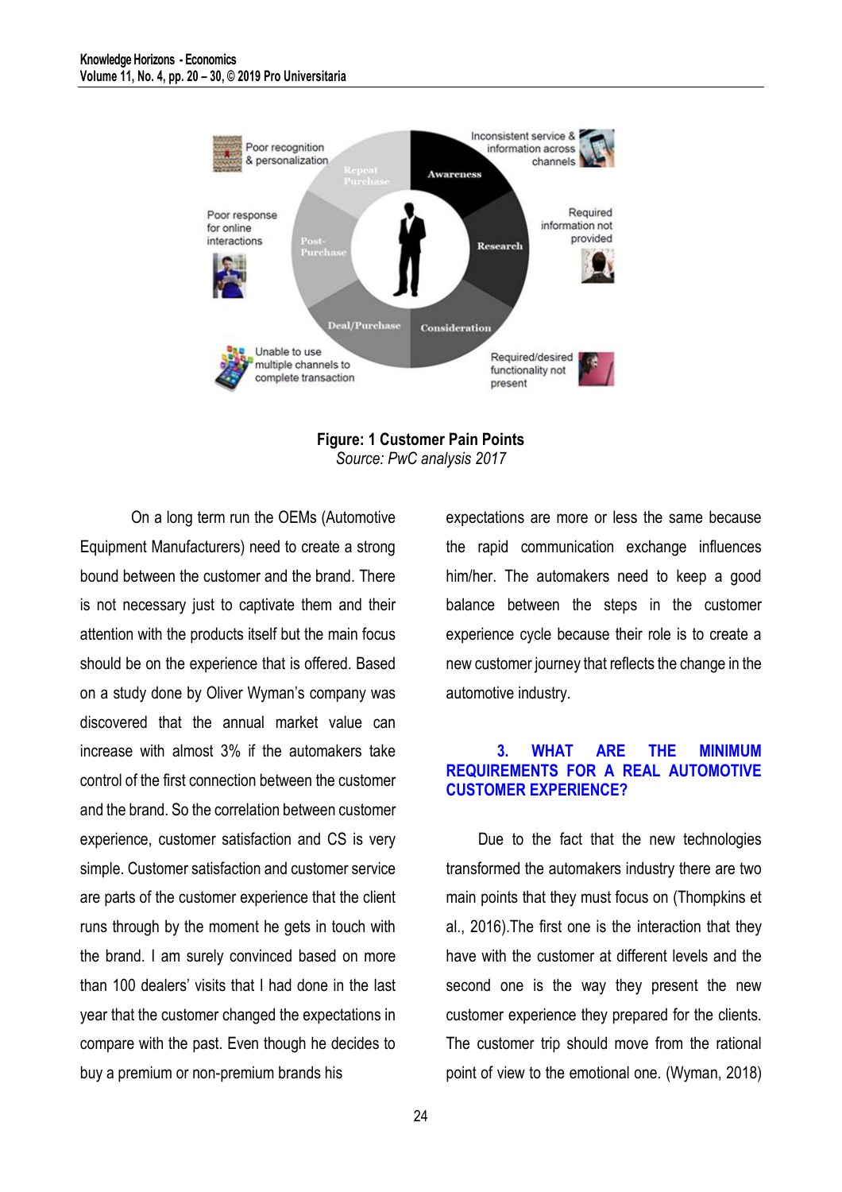**Figure: 1 Customer Pain Points**
*Source: PwC analysis 2017*

On a long term run the OEMs (Automotive Equipment Manufacturers) need to create a strong bound between the customer and the brand. There is not necessary just to captivate them and their attention with the products itself but the main focus should be on the experience that is offered. Based on a study done by Oliver Wyman's company was discovered that the annual market value can increase with almost 3% if the automakers take control of the first connection between the customer and the brand. So the correlation between customer experience, customer satisfaction and CS is very simple. Customer satisfaction and customer service are parts of the customer experience that the client runs through by the moment he gets in touch with the brand. I am surely convinced based on more than 100 dealers' visits that I had done in the last year that the customer changed the expectations in compare with the past. Even though he decides to buy a premium or non-premium brands his expectations are more or less the same because the rapid communication exchange influences him/her. The automakers need to keep a good balance between the steps in the customer experience cycle because their role is to create a new customer journey that reflects the change in the automotive industry.

## 3. WHAT ARE THE MINIMUM REQUIREMENTS FOR A REAL AUTOMOTIVE CUSTOMER EXPERIENCE?

Due to the fact that the new technologies transformed the automakers industry there are two main points that they must focus on (Thompkins et al., 2016).The first one is the interaction that they have with the customer at different levels and the second one is the way they present the new customer experience they prepared for the clients. The customer trip should move from the rational point of view to the emotional one. (Wyman, 2018)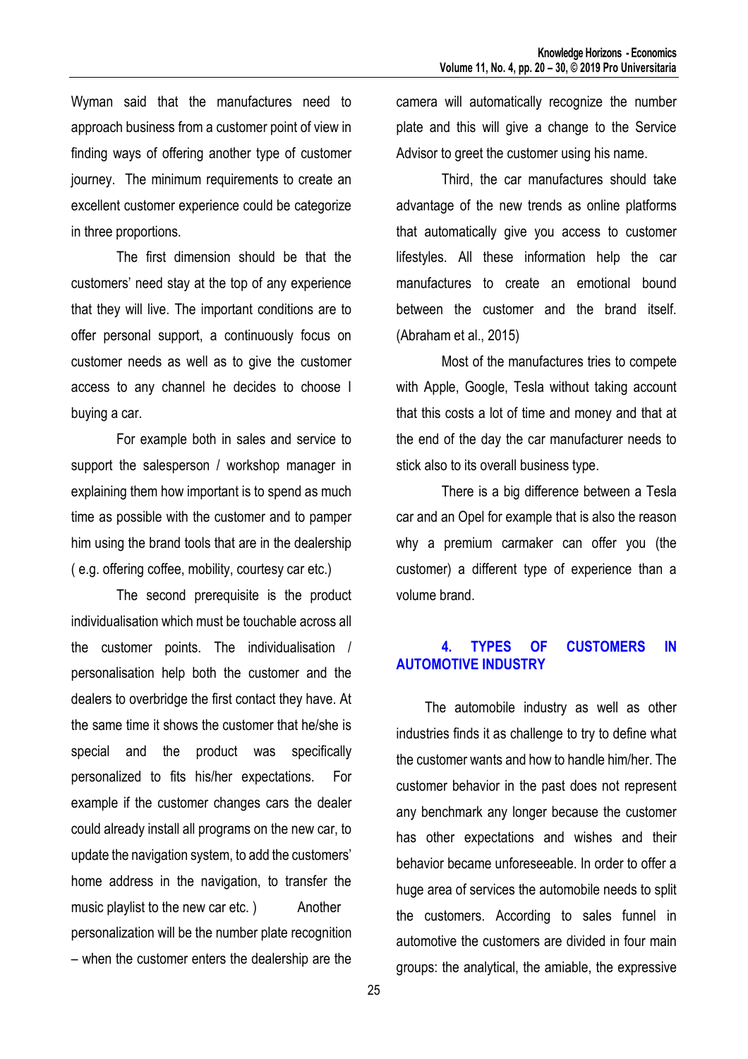Wyman said that the manufactures need to approach business from a customer point of view in finding ways of offering another type of customer journey. The minimum requirements to create an excellent customer experience could be categorize in three proportions.

The first dimension should be that the customers' need stay at the top of any experience that they will live. The important conditions are to offer personal support, a continuously focus on customer needs as well as to give the customer access to any channel he decides to choose I buying a car.

For example both in sales and service to support the salesperson / workshop manager in explaining them how important is to spend as much time as possible with the customer and to pamper him using the brand tools that are in the dealership ( e.g. offering coffee, mobility, courtesy car etc.)

The second prerequisite is the product individualisation which must be touchable across all the customer points. The individualisation / personalisation help both the customer and the dealers to overbridge the first contact they have. At the same time it shows the customer that he/she is special and the product was specifically personalized to fits his/her expectations. For example if the customer changes cars the dealer could already install all programs on the new car, to update the navigation system, to add the customers' home address in the navigation, to transfer the music playlist to the new car etc. ) Another personalization will be the number plate recognition – when the customer enters the dealership are the camera will automatically recognize the number plate and this will give a change to the Service Advisor to greet the customer using his name.

Third, the car manufactures should take advantage of the new trends as online platforms that automatically give you access to customer lifestyles. All these information help the car manufactures to create an emotional bound between the customer and the brand itself. (Abraham et al., 2015)

Most of the manufactures tries to compete with Apple, Google, Tesla without taking account that this costs a lot of time and money and that at the end of the day the car manufacturer needs to stick also to its overall business type.

There is a big difference between a Tesla car and an Opel for example that is also the reason why a premium carmaker can offer you (the customer) a different type of experience than a volume brand.

## 4. TYPES OF CUSTOMERS IN AUTOMOTIVE INDUSTRY

The automobile industry as well as other industries finds it as challenge to try to define what the customer wants and how to handle him/her. The customer behavior in the past does not represent any benchmark any longer because the customer has other expectations and wishes and their behavior became unforeseeable. In order to offer a huge area of services the automobile needs to split the customers. According to sales funnel in automotive the customers are divided in four main groups: the analytical, the amiable, the expressive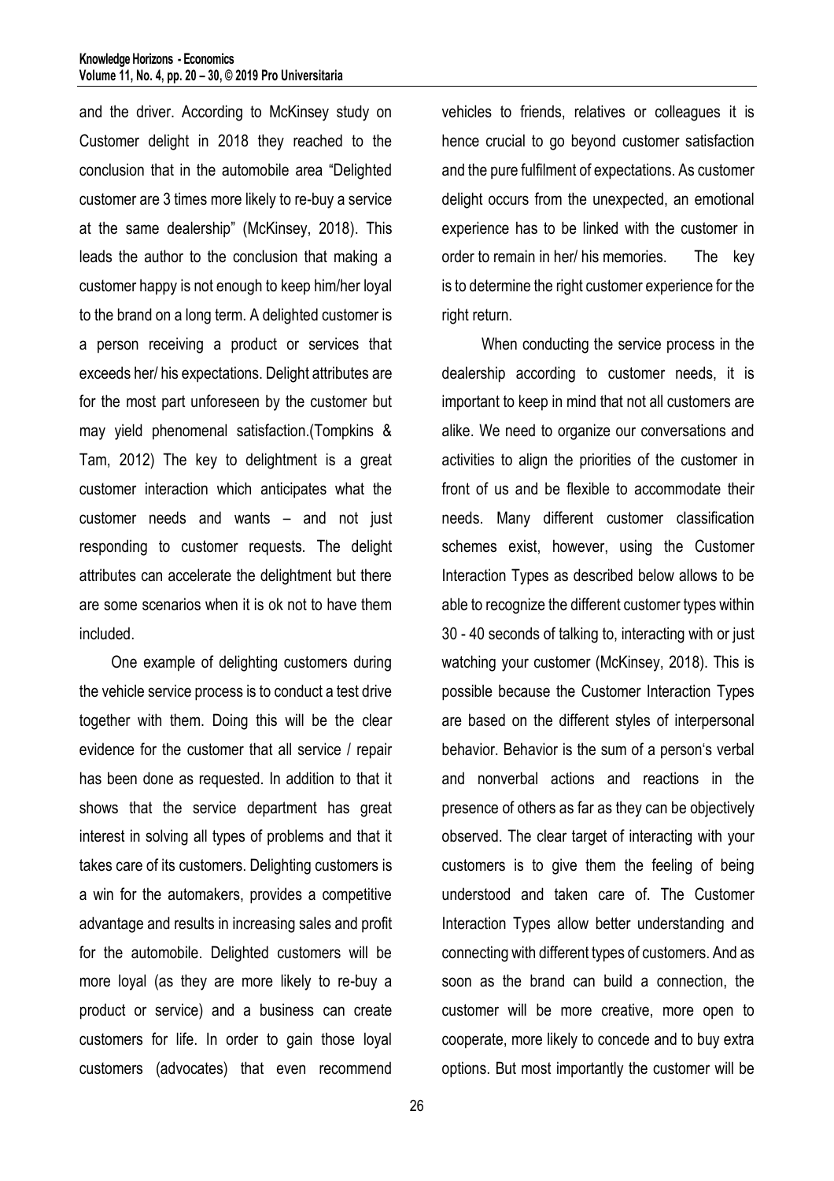and the driver. According to McKinsey study on Customer delight in 2018 they reached to the conclusion that in the automobile area "Delighted customer are 3 times more likely to re-buy a service at the same dealership" (McKinsey, 2018). This leads the author to the conclusion that making a customer happy is not enough to keep him/her loyal to the brand on a long term. A delighted customer is a person receiving a product or services that exceeds her/ his expectations. Delight attributes are for the most part unforeseen by the customer but may yield phenomenal satisfaction.(Tompkins & Tam, 2012) The key to delightment is a great customer interaction which anticipates what the customer needs and wants – and not just responding to customer requests. The delight attributes can accelerate the delightment but there are some scenarios when it is ok not to have them included.

One example of delighting customers during the vehicle service process is to conduct a test drive together with them. Doing this will be the clear evidence for the customer that all service / repair has been done as requested. In addition to that it shows that the service department has great interest in solving all types of problems and that it takes care of its customers. Delighting customers is a win for the automakers, provides a competitive advantage and results in increasing sales and profit for the automobile. Delighted customers will be more loyal (as they are more likely to re-buy a product or service) and a business can create customers for life. In order to gain those loyal customers (advocates) that even recommend vehicles to friends, relatives or colleagues it is hence crucial to go beyond customer satisfaction and the pure fulfilment of expectations. As customer delight occurs from the unexpected, an emotional experience has to be linked with the customer in order to remain in her/ his memories. The key is to determine the right customer experience for the right return.

When conducting the service process in the dealership according to customer needs, it is important to keep in mind that not all customers are alike. We need to organize our conversations and activities to align the priorities of the customer in front of us and be flexible to accommodate their needs. Many different customer classification schemes exist, however, using the Customer Interaction Types as described below allows to be able to recognize the different customer types within 30 - 40 seconds of talking to, interacting with or just watching your customer (McKinsey, 2018). This is possible because the Customer Interaction Types are based on the different styles of interpersonal behavior. Behavior is the sum of a person's verbal and nonverbal actions and reactions in the presence of others as far as they can be objectively observed. The clear target of interacting with your customers is to give them the feeling of being understood and taken care of. The Customer Interaction Types allow better understanding and connecting with different types of customers. And as soon as the brand can build a connection, the customer will be more creative, more open to cooperate, more likely to concede and to buy extra options. But most importantly the customer will be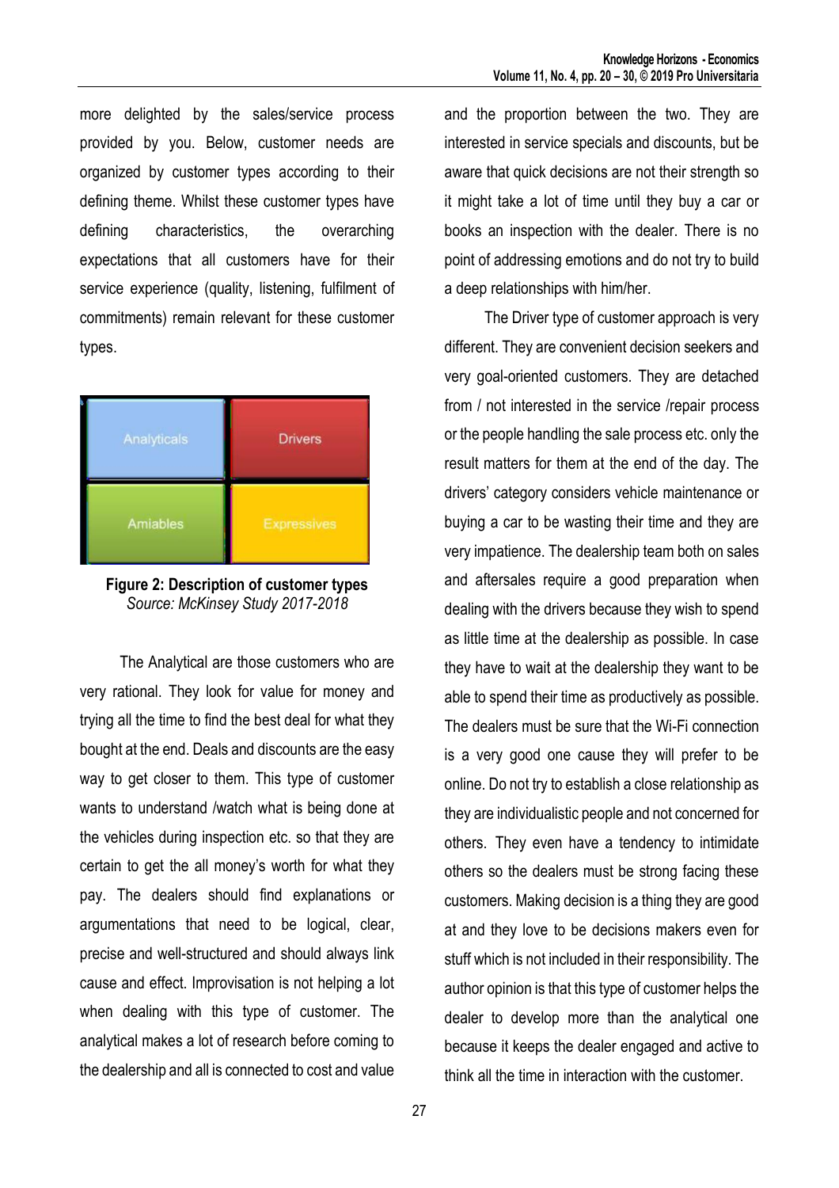more delighted by the sales/service process provided by you. Below, customer needs are organized by customer types according to their defining theme. Whilst these customer types have defining characteristics, the overarching expectations that all customers have for their service experience (quality, listening, fulfilment of commitments) remain relevant for these customer types.

| Analyticals | Drivers |
|---|---|
| Amiables | Expressives |

**Figure 2: Description of customer types**
*Source: McKinsey Study 2017-2018*

The Analytical are those customers who are very rational. They look for value for money and trying all the time to find the best deal for what they bought at the end. Deals and discounts are the easy way to get closer to them. This type of customer wants to understand /watch what is being done at the vehicles during inspection etc. so that they are certain to get the all money's worth for what they pay. The dealers should find explanations or argumentations that need to be logical, clear, precise and well-structured and should always link cause and effect. Improvisation is not helping a lot when dealing with this type of customer. The analytical makes a lot of research before coming to the dealership and all is connected to cost and value and the proportion between the two. They are interested in service specials and discounts, but be aware that quick decisions are not their strength so it might take a lot of time until they buy a car or books an inspection with the dealer. There is no point of addressing emotions and do not try to build a deep relationships with him/her.

The Driver type of customer approach is very different. They are convenient decision seekers and very goal-oriented customers. They are detached from / not interested in the service /repair process or the people handling the sale process etc. only the result matters for them at the end of the day. The drivers' category considers vehicle maintenance or buying a car to be wasting their time and they are very impatience. The dealership team both on sales and aftersales require a good preparation when dealing with the drivers because they wish to spend as little time at the dealership as possible. In case they have to wait at the dealership they want to be able to spend their time as productively as possible. The dealers must be sure that the Wi-Fi connection is a very good one cause they will prefer to be online. Do not try to establish a close relationship as they are individualistic people and not concerned for others. They even have a tendency to intimidate others so the dealers must be strong facing these customers. Making decision is a thing they are good at and they love to be decisions makers even for stuff which is not included in their responsibility. The author opinion is that this type of customer helps the dealer to develop more than the analytical one because it keeps the dealer engaged and active to think all the time in interaction with the customer.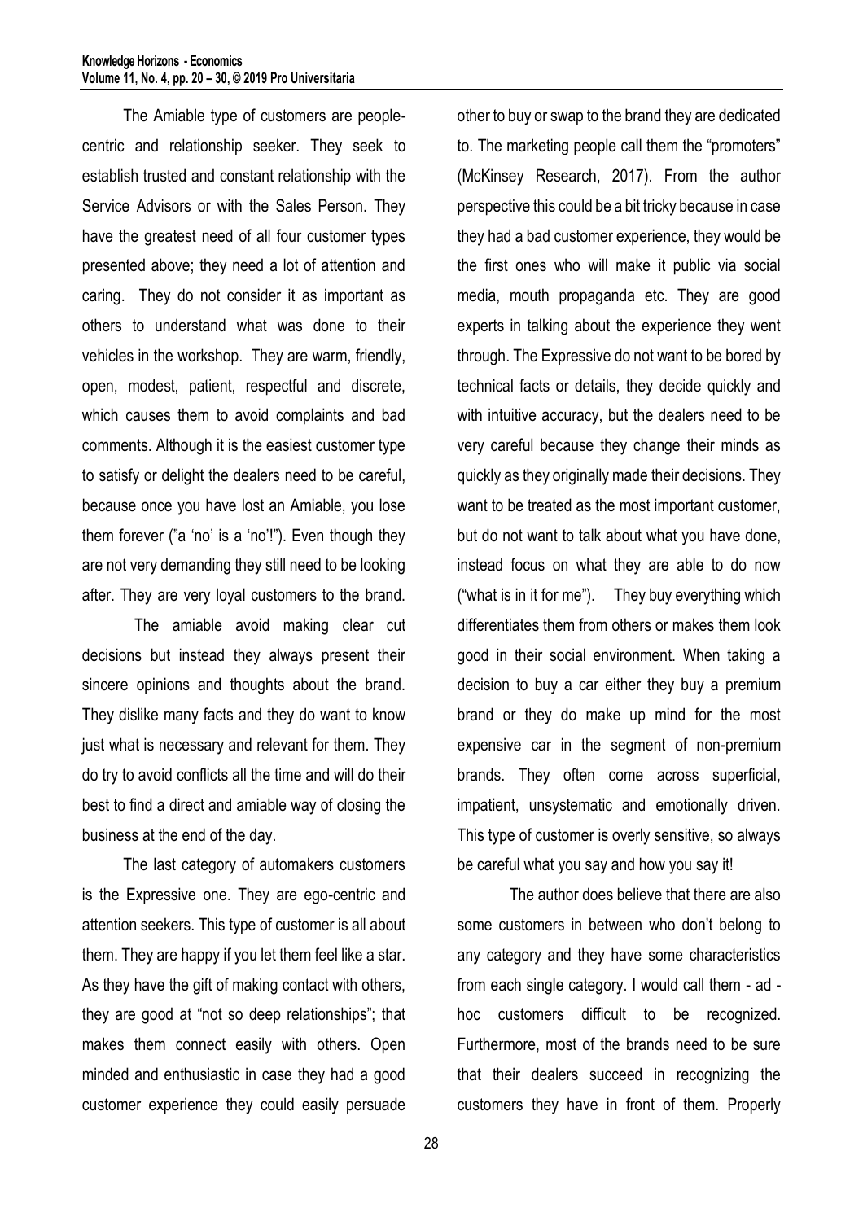The Amiable type of customers are people-centric and relationship seeker. They seek to establish trusted and constant relationship with the Service Advisors or with the Sales Person. They have the greatest need of all four customer types presented above; they need a lot of attention and caring. They do not consider it as important as others to understand what was done to their vehicles in the workshop. They are warm, friendly, open, modest, patient, respectful and discrete, which causes them to avoid complaints and bad comments. Although it is the easiest customer type to satisfy or delight the dealers need to be careful, because once you have lost an Amiable, you lose them forever ("a 'no' is a 'no'!"). Even though they are not very demanding they still need to be looking after. They are very loyal customers to the brand.

The amiable avoid making clear cut decisions but instead they always present their sincere opinions and thoughts about the brand. They dislike many facts and they do want to know just what is necessary and relevant for them. They do try to avoid conflicts all the time and will do their best to find a direct and amiable way of closing the business at the end of the day.

The last category of automakers customers is the Expressive one. They are ego-centric and attention seekers. This type of customer is all about them. They are happy if you let them feel like a star. As they have the gift of making contact with others, they are good at "not so deep relationships"; that makes them connect easily with others. Open minded and enthusiastic in case they had a good customer experience they could easily persuade other to buy or swap to the brand they are dedicated to. The marketing people call them the "promoters" (McKinsey Research, 2017). From the author perspective this could be a bit tricky because in case they had a bad customer experience, they would be the first ones who will make it public via social media, mouth propaganda etc. They are good experts in talking about the experience they went through. The Expressive do not want to be bored by technical facts or details, they decide quickly and with intuitive accuracy, but the dealers need to be very careful because they change their minds as quickly as they originally made their decisions. They want to be treated as the most important customer, but do not want to talk about what you have done, instead focus on what they are able to do now ("what is in it for me"). They buy everything which differentiates them from others or makes them look good in their social environment. When taking a decision to buy a car either they buy a premium brand or they do make up mind for the most expensive car in the segment of non-premium brands. They often come across superficial, impatient, unsystematic and emotionally driven. This type of customer is overly sensitive, so always be careful what you say and how you say it!

The author does believe that there are also some customers in between who don't belong to any category and they have some characteristics from each single category. I would call them - ad - hoc customers difficult to be recognized. Furthermore, most of the brands need to be sure that their dealers succeed in recognizing the customers they have in front of them. Properly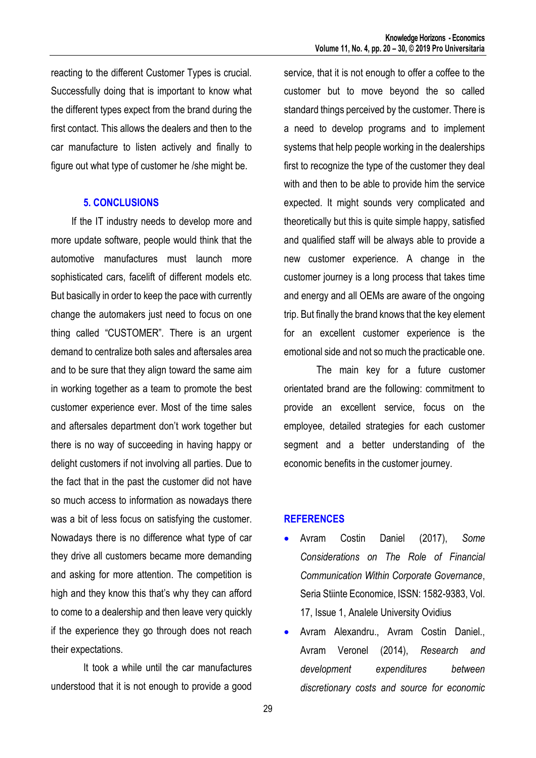reacting to the different Customer Types is crucial. Successfully doing that is important to know what the different types expect from the brand during the first contact. This allows the dealers and then to the car manufacture to listen actively and finally to figure out what type of customer he /she might be.

## 5. CONCLUSIONS

If the IT industry needs to develop more and more update software, people would think that the automotive manufactures must launch more sophisticated cars, facelift of different models etc. But basically in order to keep the pace with currently change the automakers just need to focus on one thing called "CUSTOMER". There is an urgent demand to centralize both sales and aftersales area and to be sure that they align toward the same aim in working together as a team to promote the best customer experience ever. Most of the time sales and aftersales department don't work together but there is no way of succeeding in having happy or delight customers if not involving all parties. Due to the fact that in the past the customer did not have so much access to information as nowadays there was a bit of less focus on satisfying the customer. Nowadays there is no difference what type of car they drive all customers became more demanding and asking for more attention. The competition is high and they know this that's why they can afford to come to a dealership and then leave very quickly if the experience they go through does not reach their expectations.

It took a while until the car manufactures understood that it is not enough to provide a good service, that it is not enough to offer a coffee to the customer but to move beyond the so called standard things perceived by the customer. There is a need to develop programs and to implement systems that help people working in the dealerships first to recognize the type of the customer they deal with and then to be able to provide him the service expected. It might sounds very complicated and theoretically but this is quite simple happy, satisfied and qualified staff will be always able to provide a new customer experience. A change in the customer journey is a long process that takes time and energy and all OEMs are aware of the ongoing trip. But finally the brand knows that the key element for an excellent customer experience is the emotional side and not so much the practicable one.

The main key for a future customer orientated brand are the following: commitment to provide an excellent service, focus on the employee, detailed strategies for each customer segment and a better understanding of the economic benefits in the customer journey.

## REFERENCES

- Avram Costin Daniel (2017), *Some Considerations on The Role of Financial Communication Within Corporate Governance*, Seria Stiinte Economice, ISSN: 1582-9383, Vol. 17, Issue 1, Analele University Ovidius
- Avram Alexandru., Avram Costin Daniel., Avram Veronel (2014), *Research and development expenditures between discretionary costs and source for economic*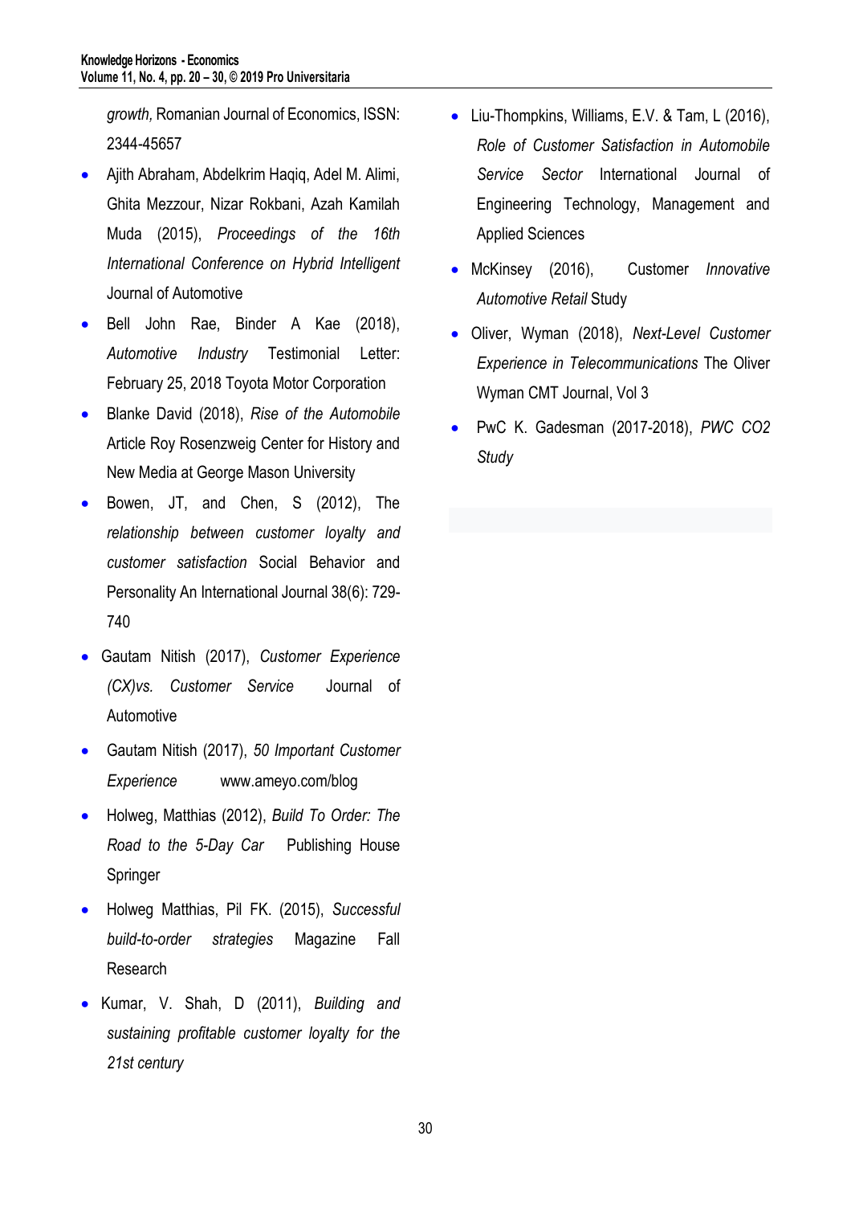*growth,* Romanian Journal of Economics, ISSN: 2344-45657

- Ajith Abraham, Abdelkrim Haqiq, Adel M. Alimi, Ghita Mezzour, Nizar Rokbani, Azah Kamilah Muda (2015), *Proceedings of the 16th International Conference on Hybrid Intelligent* Journal of Automotive
- Bell John Rae, Binder A Kae (2018), *Automotive Industry* Testimonial Letter: February 25, 2018 Toyota Motor Corporation
- Blanke David (2018), *Rise of the Automobile* Article Roy Rosenzweig Center for History and New Media at George Mason University
- Bowen, JT, and Chen, S (2012), The *relationship between customer loyalty and customer satisfaction* Social Behavior and Personality An International Journal 38(6): 729-740
- Gautam Nitish (2017), *Customer Experience (CX)vs. Customer Service* Journal of Automotive
- Gautam Nitish (2017), *50 Important Customer Experience* www.ameyo.com/blog
- Holweg, Matthias (2012), *Build To Order: The Road to the 5-Day Car* Publishing House Springer
- Holweg Matthias, Pil FK. (2015), *Successful build-to-order strategies* Magazine Fall Research
- Kumar, V. Shah, D (2011), *Building and sustaining profitable customer loyalty for the 21st century*
- Liu-Thompkins, Williams, E.V. & Tam, L (2016), *Role of Customer Satisfaction in Automobile Service Sector* International Journal of Engineering Technology, Management and Applied Sciences
- McKinsey (2016), Customer *Innovative Automotive Retail* Study
- Oliver, Wyman (2018), *Next-Level Customer Experience in Telecommunications* The Oliver Wyman CMT Journal, Vol 3
- PwC K. Gadesman (2017-2018), *PWC CO2 Study*